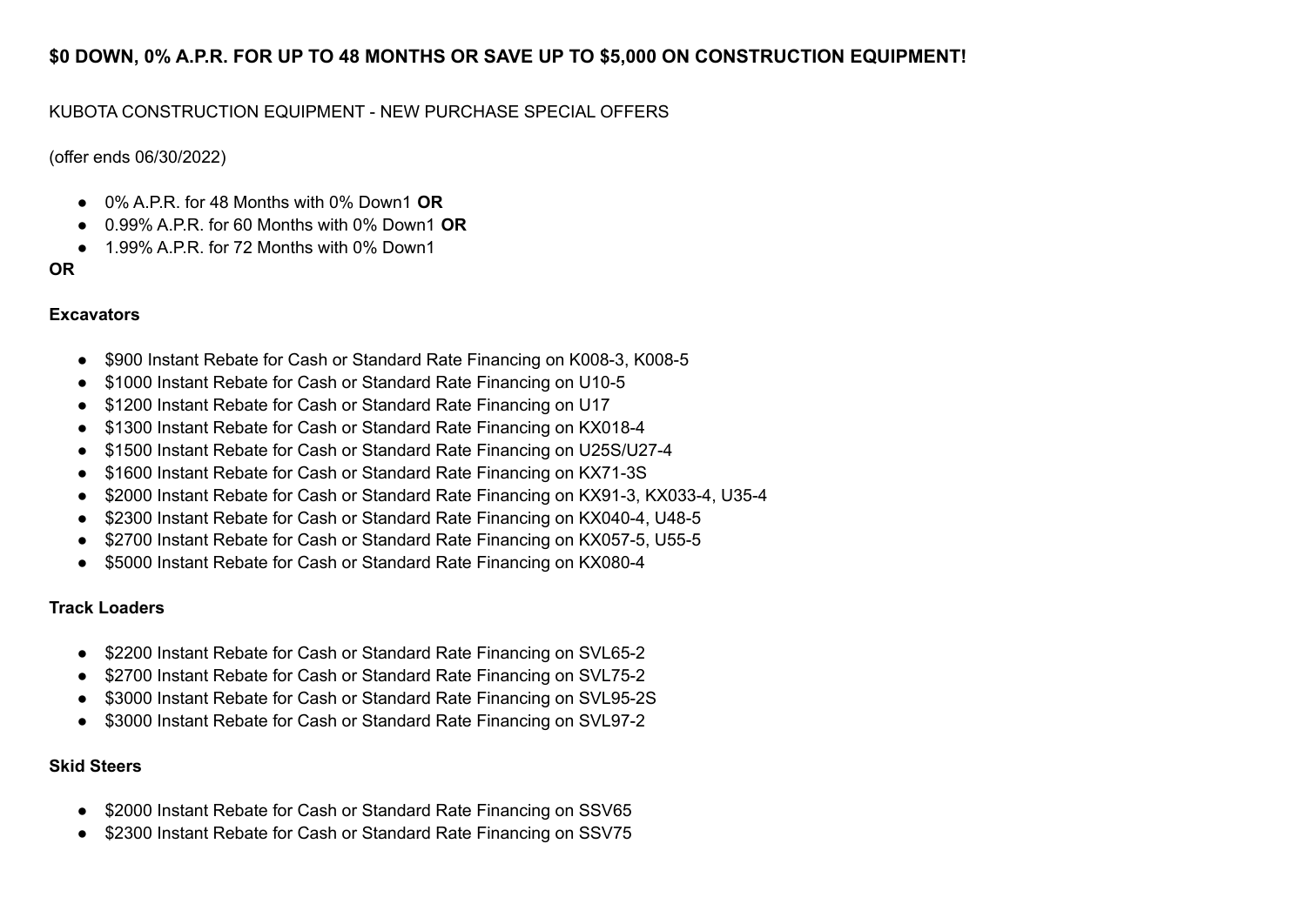**$0 DOWN, 0% A.P.R. FOR UP TO 48 MONTHS OR SAVE UP TO $5,000 ON CONSTRUCTION EQUIPMENT!**

KUBOTA CONSTRUCTION EQUIPMENT - NEW PURCHASE SPECIAL OFFERS

(offer ends 06/30/2022)

- 0% A.P.R. for 48 Months with 0% Down1 **OR**
- 0.99% A.P.R. for 60 Months with 0% Down1 **OR**
- 1.99% A.P.R. for 72 Months with 0% Down1

**OR**

**Excavators**

- $900 Instant Rebate for Cash or Standard Rate Financing on K008-3, K008-5
- $1000 Instant Rebate for Cash or Standard Rate Financing on U10-5
- $1200 Instant Rebate for Cash or Standard Rate Financing on U17
- $1300 Instant Rebate for Cash or Standard Rate Financing on KX018-4
- $1500 Instant Rebate for Cash or Standard Rate Financing on U25S/U27-4
- $1600 Instant Rebate for Cash or Standard Rate Financing on KX71-3S
- $2000 Instant Rebate for Cash or Standard Rate Financing on KX91-3, KX033-4, U35-4
- $2300 Instant Rebate for Cash or Standard Rate Financing on KX040-4, U48-5
- $2700 Instant Rebate for Cash or Standard Rate Financing on KX057-5, U55-5
- $5000 Instant Rebate for Cash or Standard Rate Financing on KX080-4

**Track Loaders**

- $2200 Instant Rebate for Cash or Standard Rate Financing on SVL65-2
- $2700 Instant Rebate for Cash or Standard Rate Financing on SVL75-2
- $3000 Instant Rebate for Cash or Standard Rate Financing on SVL95-2S
- $3000 Instant Rebate for Cash or Standard Rate Financing on SVL97-2

**Skid Steers**

- $2000 Instant Rebate for Cash or Standard Rate Financing on SSV65
- $2300 Instant Rebate for Cash or Standard Rate Financing on SSV75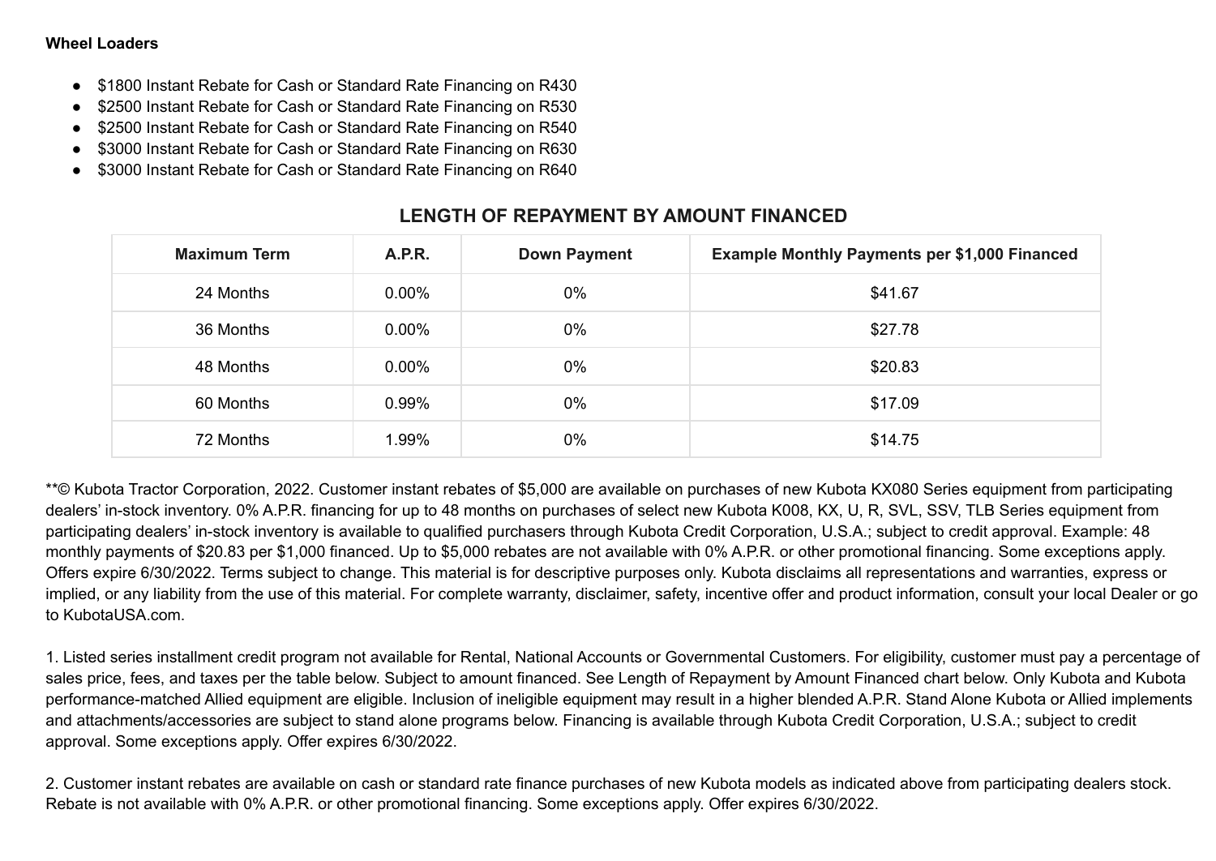**Wheel Loaders**

- $1800 Instant Rebate for Cash or Standard Rate Financing on R430
- $2500 Instant Rebate for Cash or Standard Rate Financing on R530
- $2500 Instant Rebate for Cash or Standard Rate Financing on R540
- $3000 Instant Rebate for Cash or Standard Rate Financing on R630
- $3000 Instant Rebate for Cash or Standard Rate Financing on R640

## LENGTH OF REPAYMENT BY AMOUNT FINANCED

| Maximum Term | A.P.R. | Down Payment | Example Monthly Payments per $1,000 Financed |
|---|---|---|---|
| 24 Months | 0.00% | 0% | $41.67 |
| 36 Months | 0.00% | 0% | $27.78 |
| 48 Months | 0.00% | 0% | $20.83 |
| 60 Months | 0.99% | 0% | $17.09 |
| 72 Months | 1.99% | 0% | $14.75 |

**© Kubota Tractor Corporation, 2022. Customer instant rebates of $5,000 are available on purchases of new Kubota KX080 Series equipment from participating dealers' in-stock inventory. 0% A.P.R. financing for up to 48 months on purchases of select new Kubota K008, KX, U, R, SVL, SSV, TLB Series equipment from participating dealers' in-stock inventory is available to qualified purchasers through Kubota Credit Corporation, U.S.A.; subject to credit approval. Example: 48 monthly payments of $20.83 per $1,000 financed. Up to $5,000 rebates are not available with 0% A.P.R. or other promotional financing. Some exceptions apply. Offers expire 6/30/2022. Terms subject to change. This material is for descriptive purposes only. Kubota disclaims all representations and warranties, express or implied, or any liability from the use of this material. For complete warranty, disclaimer, safety, incentive offer and product information, consult your local Dealer or go to KubotaUSA.com.

1. Listed series installment credit program not available for Rental, National Accounts or Governmental Customers. For eligibility, customer must pay a percentage of sales price, fees, and taxes per the table below. Subject to amount financed. See Length of Repayment by Amount Financed chart below. Only Kubota and Kubota performance-matched Allied equipment are eligible. Inclusion of ineligible equipment may result in a higher blended A.P.R. Stand Alone Kubota or Allied implements and attachments/accessories are subject to stand alone programs below. Financing is available through Kubota Credit Corporation, U.S.A.; subject to credit approval. Some exceptions apply. Offer expires 6/30/2022.

2. Customer instant rebates are available on cash or standard rate finance purchases of new Kubota models as indicated above from participating dealers stock. Rebate is not available with 0% A.P.R. or other promotional financing. Some exceptions apply. Offer expires 6/30/2022.